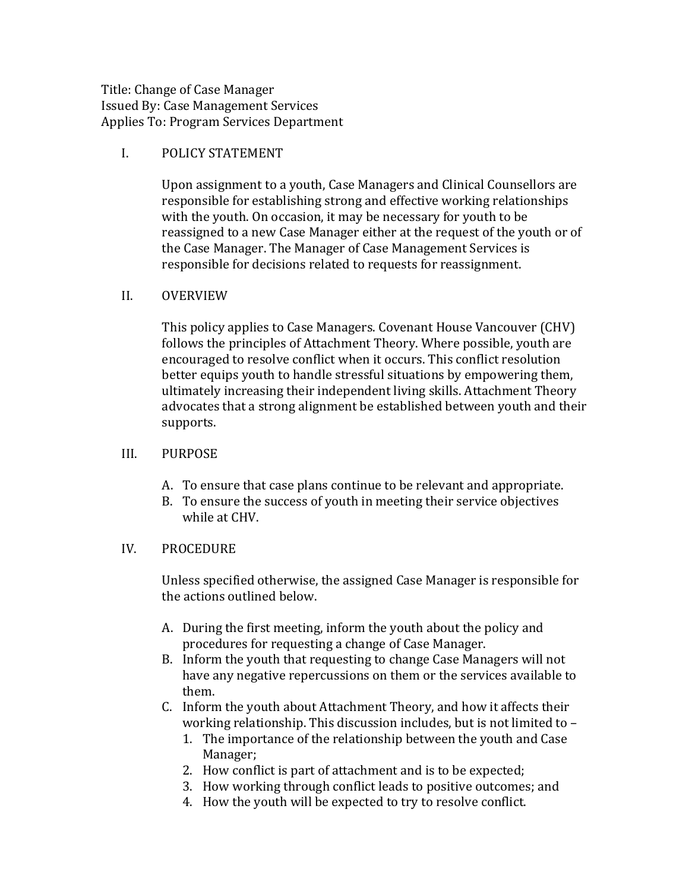Title: Change of Case Manager
Issued By: Case Management Services
Applies To: Program Services Department

## I. POLICY STATEMENT

Upon assignment to a youth, Case Managers and Clinical Counsellors are responsible for establishing strong and effective working relationships with the youth. On occasion, it may be necessary for youth to be reassigned to a new Case Manager either at the request of the youth or of the Case Manager. The Manager of Case Management Services is responsible for decisions related to requests for reassignment.

## II. OVERVIEW

This policy applies to Case Managers. Covenant House Vancouver (CHV) follows the principles of Attachment Theory. Where possible, youth are encouraged to resolve conflict when it occurs. This conflict resolution better equips youth to handle stressful situations by empowering them, ultimately increasing their independent living skills. Attachment Theory advocates that a strong alignment be established between youth and their supports.

## III. PURPOSE

A. To ensure that case plans continue to be relevant and appropriate.
B. To ensure the success of youth in meeting their service objectives while at CHV.

## IV. PROCEDURE

Unless specified otherwise, the assigned Case Manager is responsible for the actions outlined below.

A. During the first meeting, inform the youth about the policy and procedures for requesting a change of Case Manager.
B. Inform the youth that requesting to change Case Managers will not have any negative repercussions on them or the services available to them.
C. Inform the youth about Attachment Theory, and how it affects their working relationship. This discussion includes, but is not limited to –
   1. The importance of the relationship between the youth and Case Manager;
   2. How conflict is part of attachment and is to be expected;
   3. How working through conflict leads to positive outcomes; and
   4. How the youth will be expected to try to resolve conflict.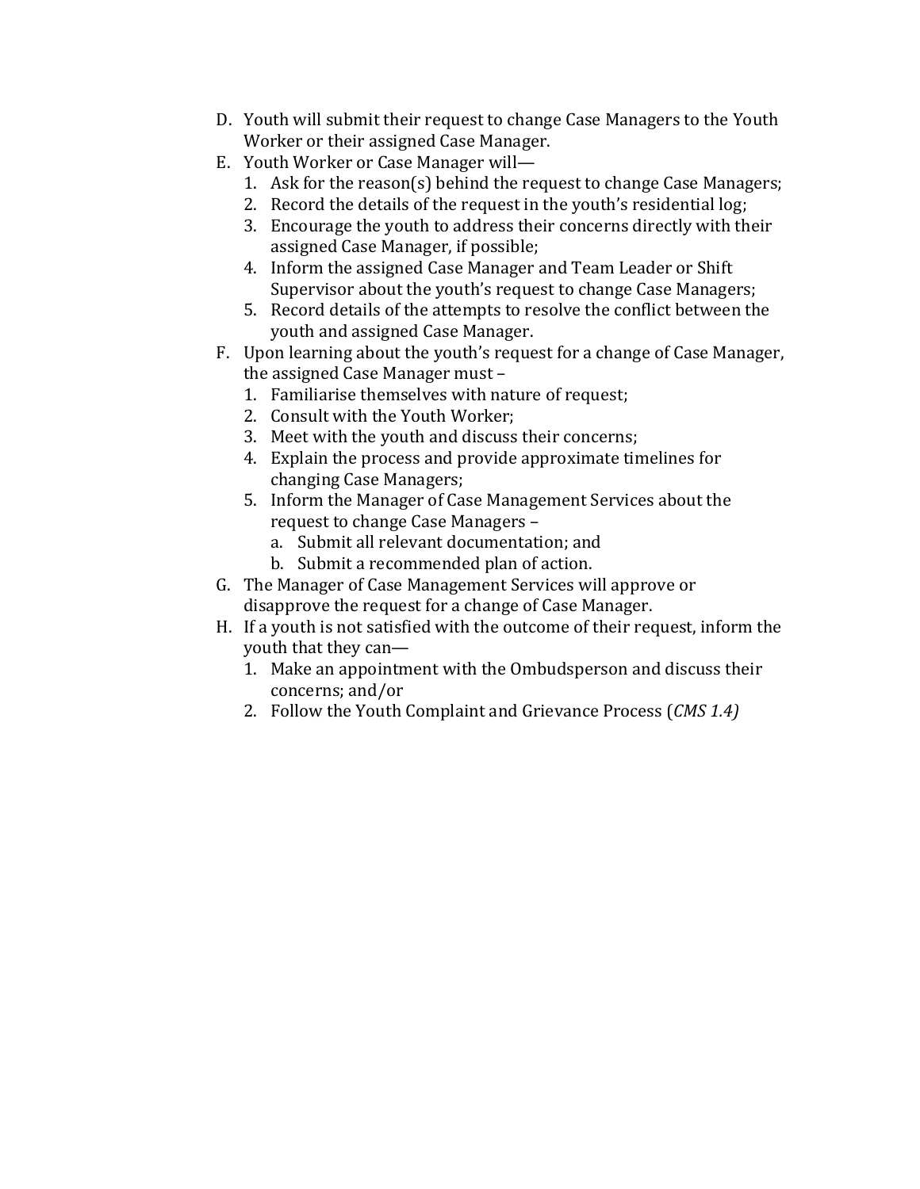D. Youth will submit their request to change Case Managers to the Youth Worker or their assigned Case Manager.

E. Youth Worker or Case Manager will—
   1. Ask for the reason(s) behind the request to change Case Managers;
   2. Record the details of the request in the youth's residential log;
   3. Encourage the youth to address their concerns directly with their assigned Case Manager, if possible;
   4. Inform the assigned Case Manager and Team Leader or Shift Supervisor about the youth's request to change Case Managers;
   5. Record details of the attempts to resolve the conflict between the youth and assigned Case Manager.

F. Upon learning about the youth's request for a change of Case Manager, the assigned Case Manager must –
   1. Familiarise themselves with nature of request;
   2. Consult with the Youth Worker;
   3. Meet with the youth and discuss their concerns;
   4. Explain the process and provide approximate timelines for changing Case Managers;
   5. Inform the Manager of Case Management Services about the request to change Case Managers –
      a. Submit all relevant documentation; and
      b. Submit a recommended plan of action.

G. The Manager of Case Management Services will approve or disapprove the request for a change of Case Manager.

H. If a youth is not satisfied with the outcome of their request, inform the youth that they can—
   1. Make an appointment with the Ombudsperson and discuss their concerns; and/or
   2. Follow the Youth Complaint and Grievance Process (*CMS 1.4)*